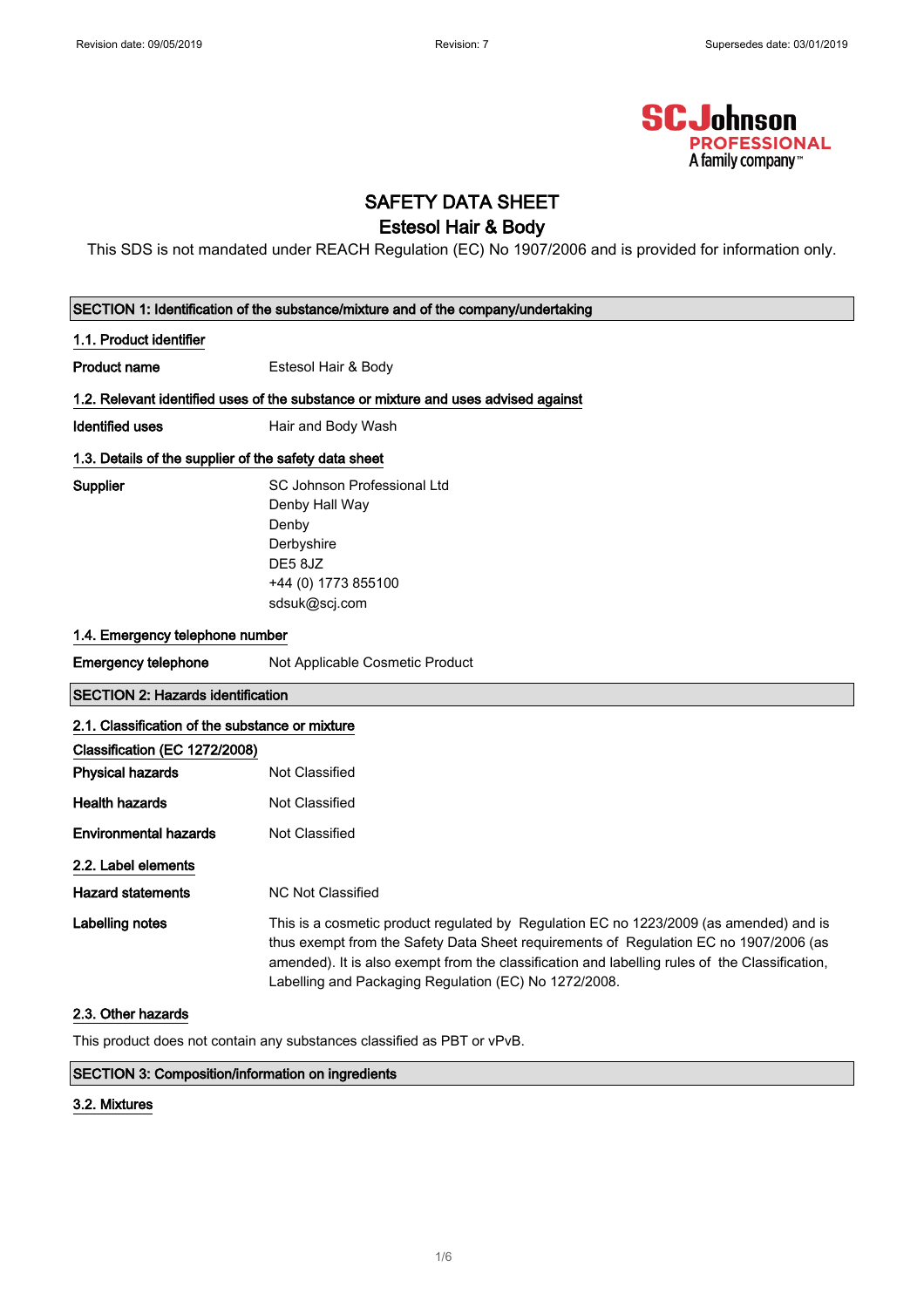# SAFETY DATA SHEET

## Estesol Hair & Body

This SDS is not mandated under REACH Regulation (EC) No 1907/2006 and is provided for information only.

## SECTION 1: Identification of the substance/mixture and of the company/undertaking

### 1.1. Product identifier

**Product name** Estesol Hair & Body

### 1.2. Relevant identified uses of the substance or mixture and uses advised against

**Identified uses** Hair and Body Wash

### 1.3. Details of the supplier of the safety data sheet

**Supplier**
SC Johnson Professional Ltd
Denby Hall Way
Denby
Derbyshire
DE5 8JZ
+44 (0) 1773 855100
sdsuk@scj.com

### 1.4. Emergency telephone number

**Emergency telephone** Not Applicable Cosmetic Product

## SECTION 2: Hazards identification

### 2.1. Classification of the substance or mixture

**Classification (EC 1272/2008)**

**Physical hazards** Not Classified

**Health hazards** Not Classified

**Environmental hazards** Not Classified

### 2.2. Label elements

**Hazard statements** NC Not Classified

**Labelling notes** This is a cosmetic product regulated by Regulation EC no 1223/2009 (as amended) and is thus exempt from the Safety Data Sheet requirements of Regulation EC no 1907/2006 (as amended). It is also exempt from the classification and labelling rules of the Classification, Labelling and Packaging Regulation (EC) No 1272/2008.

### 2.3. Other hazards

This product does not contain any substances classified as PBT or vPvB.

## SECTION 3: Composition/information on ingredients

### 3.2. Mixtures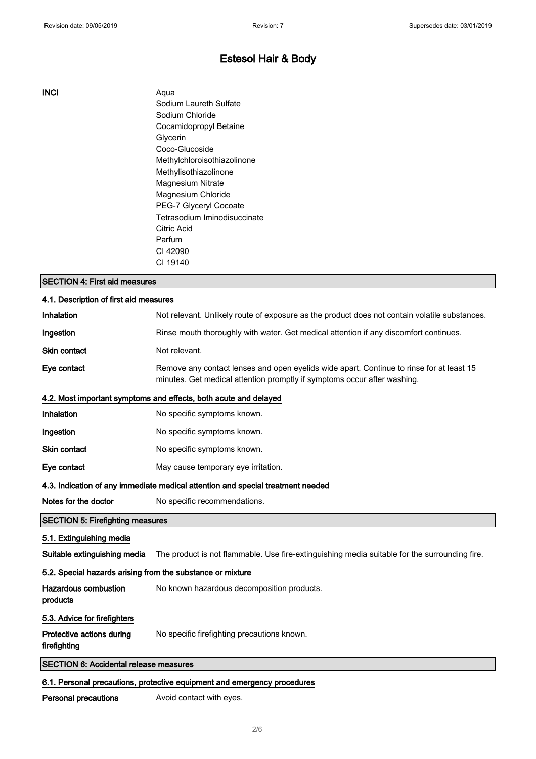# Estesol Hair & Body

**INCI**

Aqua
Sodium Laureth Sulfate
Sodium Chloride
Cocamidopropyl Betaine
Glycerin
Coco-Glucoside
Methylchloroisothiazolinone
Methylisothiazolinone
Magnesium Nitrate
Magnesium Chloride
PEG-7 Glyceryl Cocoate
Tetrasodium Iminodisuccinate
Citric Acid
Parfum
CI 42090
CI 19140

## SECTION 4: First aid measures

### 4.1. Description of first aid measures

**Inhalation** Not relevant. Unlikely route of exposure as the product does not contain volatile substances.

**Ingestion** Rinse mouth thoroughly with water. Get medical attention if any discomfort continues.

**Skin contact** Not relevant.

**Eye contact** Remove any contact lenses and open eyelids wide apart. Continue to rinse for at least 15 minutes. Get medical attention promptly if symptoms occur after washing.

### 4.2. Most important symptoms and effects, both acute and delayed

**Inhalation** No specific symptoms known.

**Ingestion** No specific symptoms known.

**Skin contact** No specific symptoms known.

**Eye contact** May cause temporary eye irritation.

### 4.3. Indication of any immediate medical attention and special treatment needed

**Notes for the doctor** No specific recommendations.

## SECTION 5: Firefighting measures

### 5.1. Extinguishing media

**Suitable extinguishing media** The product is not flammable. Use fire-extinguishing media suitable for the surrounding fire.

### 5.2. Special hazards arising from the substance or mixture

**Hazardous combustion products** No known hazardous decomposition products.

### 5.3. Advice for firefighters

**Protective actions during firefighting** No specific firefighting precautions known.

## SECTION 6: Accidental release measures

### 6.1. Personal precautions, protective equipment and emergency procedures

**Personal precautions** Avoid contact with eyes.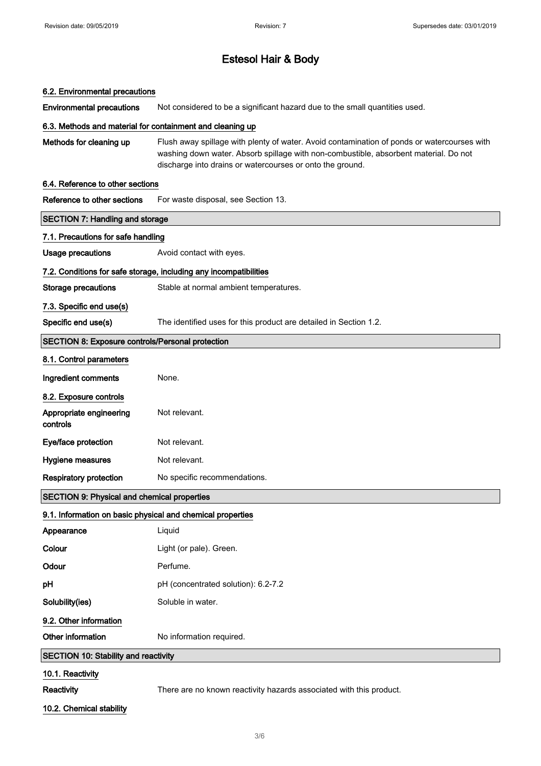# Estesol Hair & Body

### 6.2. Environmental precautions

| | |
|---|---|
| **Environmental precautions** | Not considered to be a significant hazard due to the small quantities used. |

### 6.3. Methods and material for containment and cleaning up

| | |
|---|---|
| **Methods for cleaning up** | Flush away spillage with plenty of water. Avoid contamination of ponds or watercourses with washing down water. Absorb spillage with non-combustible, absorbent material. Do not discharge into drains or watercourses or onto the ground. |

### 6.4. Reference to other sections

| | |
|---|---|
| **Reference to other sections** | For waste disposal, see Section 13. |

## SECTION 7: Handling and storage

### 7.1. Precautions for safe handling

| | |
|---|---|
| **Usage precautions** | Avoid contact with eyes. |

### 7.2. Conditions for safe storage, including any incompatibilities

| | |
|---|---|
| **Storage precautions** | Stable at normal ambient temperatures. |

### 7.3. Specific end use(s)

| | |
|---|---|
| **Specific end use(s)** | The identified uses for this product are detailed in Section 1.2. |

## SECTION 8: Exposure controls/Personal protection

### 8.1. Control parameters

| | |
|---|---|
| **Ingredient comments** | None. |

### 8.2. Exposure controls

| | |
|---|---|
| **Appropriate engineering controls** | Not relevant. |
| **Eye/face protection** | Not relevant. |
| **Hygiene measures** | Not relevant. |
| **Respiratory protection** | No specific recommendations. |

## SECTION 9: Physical and chemical properties

### 9.1. Information on basic physical and chemical properties

| | |
|---|---|
| **Appearance** | Liquid |
| **Colour** | Light (or pale). Green. |
| **Odour** | Perfume. |
| **pH** | pH (concentrated solution): 6.2-7.2 |
| **Solubility(ies)** | Soluble in water. |

### 9.2. Other information

| | |
|---|---|
| **Other information** | No information required. |

## SECTION 10: Stability and reactivity

### 10.1. Reactivity

| | |
|---|---|
| **Reactivity** | There are no known reactivity hazards associated with this product. |

### 10.2. Chemical stability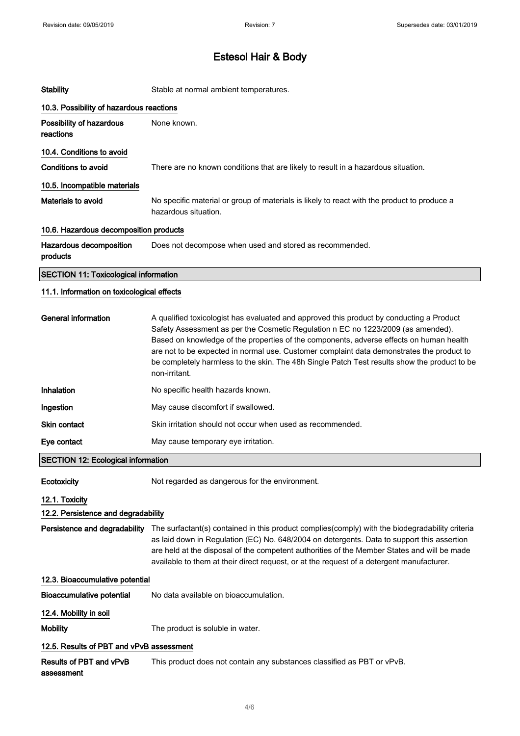| | |
|---|---|
| **Stability** | Stable at normal ambient temperatures. |

### 10.3. Possibility of hazardous reactions

| | |
|---|---|
| **Possibility of hazardous reactions** | None known. |

### 10.4. Conditions to avoid

| | |
|---|---|
| **Conditions to avoid** | There are no known conditions that are likely to result in a hazardous situation. |

### 10.5. Incompatible materials

| | |
|---|---|
| **Materials to avoid** | No specific material or group of materials is likely to react with the product to produce a hazardous situation. |

### 10.6. Hazardous decomposition products

| | |
|---|---|
| **Hazardous decomposition products** | Does not decompose when used and stored as recommended. |

## SECTION 11: Toxicological information

### 11.1. Information on toxicological effects

| | |
|---|---|
| **General information** | A qualified toxicologist has evaluated and approved this product by conducting a Product Safety Assessment as per the Cosmetic Regulation n EC no 1223/2009 (as amended). Based on knowledge of the properties of the components, adverse effects on human health are not to be expected in normal use. Customer complaint data demonstrates the product to be completely harmless to the skin. The 48h Single Patch Test results show the product to be non-irritant. |
| **Inhalation** | No specific health hazards known. |
| **Ingestion** | May cause discomfort if swallowed. |
| **Skin contact** | Skin irritation should not occur when used as recommended. |
| **Eye contact** | May cause temporary eye irritation. |

## SECTION 12: Ecological information

| | |
|---|---|
| **Ecotoxicity** | Not regarded as dangerous for the environment. |

### 12.1. Toxicity

### 12.2. Persistence and degradability

| | |
|---|---|
| **Persistence and degradability** | The surfactant(s) contained in this product complies(comply) with the biodegradability criteria as laid down in Regulation (EC) No. 648/2004 on detergents. Data to support this assertion are held at the disposal of the competent authorities of the Member States and will be made available to them at their direct request, or at the request of a detergent manufacturer. |

### 12.3. Bioaccumulative potential

| | |
|---|---|
| **Bioaccumulative potential** | No data available on bioaccumulation. |

### 12.4. Mobility in soil

| | |
|---|---|
| **Mobility** | The product is soluble in water. |

### 12.5. Results of PBT and vPvB assessment

| | |
|---|---|
| **Results of PBT and vPvB assessment** | This product does not contain any substances classified as PBT or vPvB. |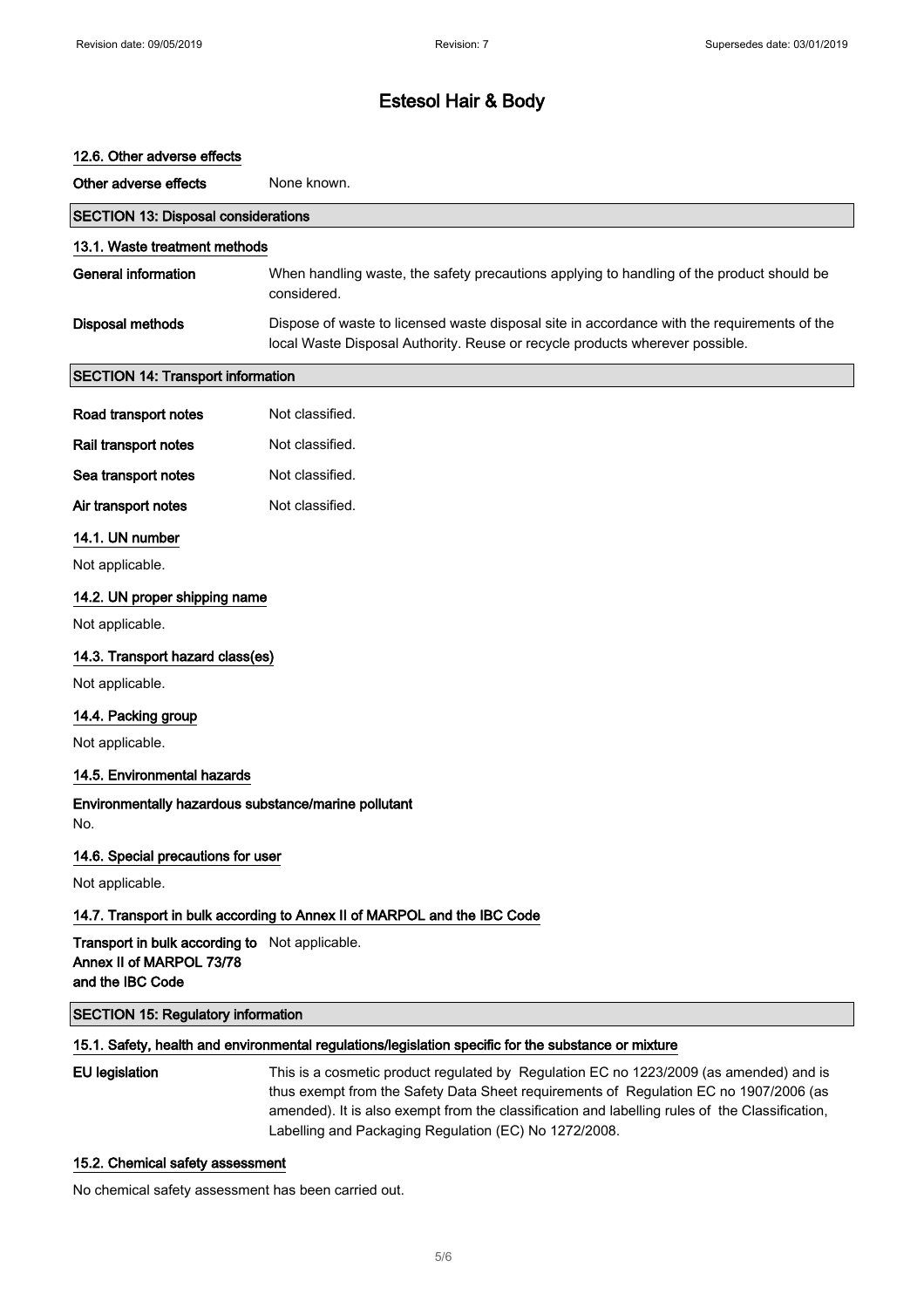### 12.6. Other adverse effects

**Other adverse effects** None known.

## SECTION 13: Disposal considerations

### 13.1. Waste treatment methods

**General information** When handling waste, the safety precautions applying to handling of the product should be considered.

**Disposal methods** Dispose of waste to licensed waste disposal site in accordance with the requirements of the local Waste Disposal Authority. Reuse or recycle products wherever possible.

## SECTION 14: Transport information

**Road transport notes** Not classified.

**Rail transport notes** Not classified.

**Sea transport notes** Not classified.

**Air transport notes** Not classified.

### 14.1. UN number

Not applicable.

### 14.2. UN proper shipping name

Not applicable.

### 14.3. Transport hazard class(es)

Not applicable.

### 14.4. Packing group

Not applicable.

### 14.5. Environmental hazards

**Environmentally hazardous substance/marine pollutant**

No.

### 14.6. Special precautions for user

Not applicable.

### 14.7. Transport in bulk according to Annex II of MARPOL and the IBC Code

**Transport in bulk according to Annex II of MARPOL 73/78 and the IBC Code** Not applicable.

## SECTION 15: Regulatory information

### 15.1. Safety, health and environmental regulations/legislation specific for the substance or mixture

**EU legislation** This is a cosmetic product regulated by Regulation EC no 1223/2009 (as amended) and is thus exempt from the Safety Data Sheet requirements of Regulation EC no 1907/2006 (as amended). It is also exempt from the classification and labelling rules of the Classification, Labelling and Packaging Regulation (EC) No 1272/2008.

### 15.2. Chemical safety assessment

No chemical safety assessment has been carried out.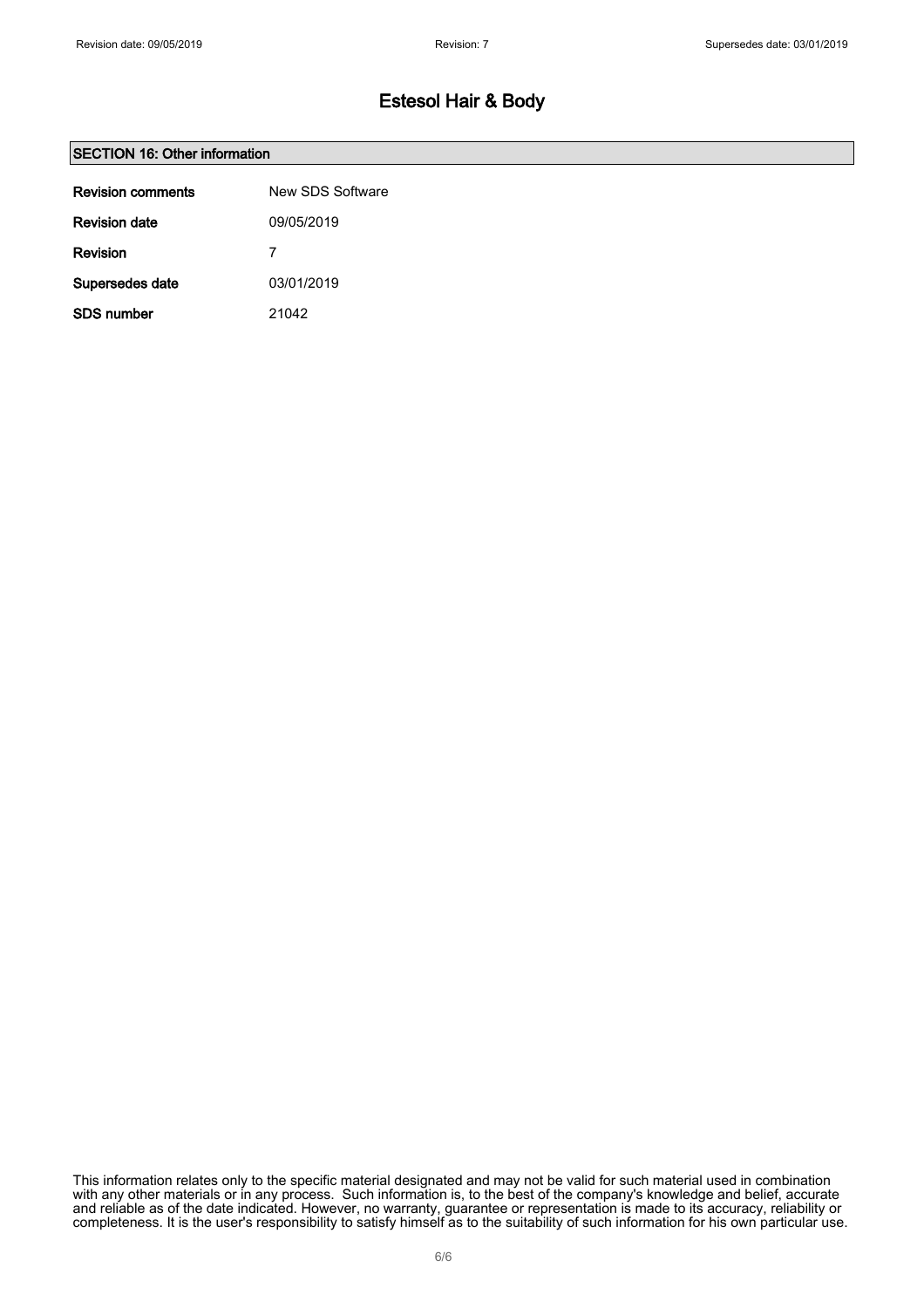# Estesol Hair & Body

## SECTION 16: Other information

| | |
|---|---|
| **Revision comments** | New SDS Software |
| **Revision date** | 09/05/2019 |
| **Revision** | 7 |
| **Supersedes date** | 03/01/2019 |
| **SDS number** | 21042 |

This information relates only to the specific material designated and may not be valid for such material used in combination with any other materials or in any process. Such information is, to the best of the company's knowledge and belief, accurate and reliable as of the date indicated. However, no warranty, guarantee or representation is made to its accuracy, reliability or completeness. It is the user's responsibility to satisfy himself as to the suitability of such information for his own particular use.